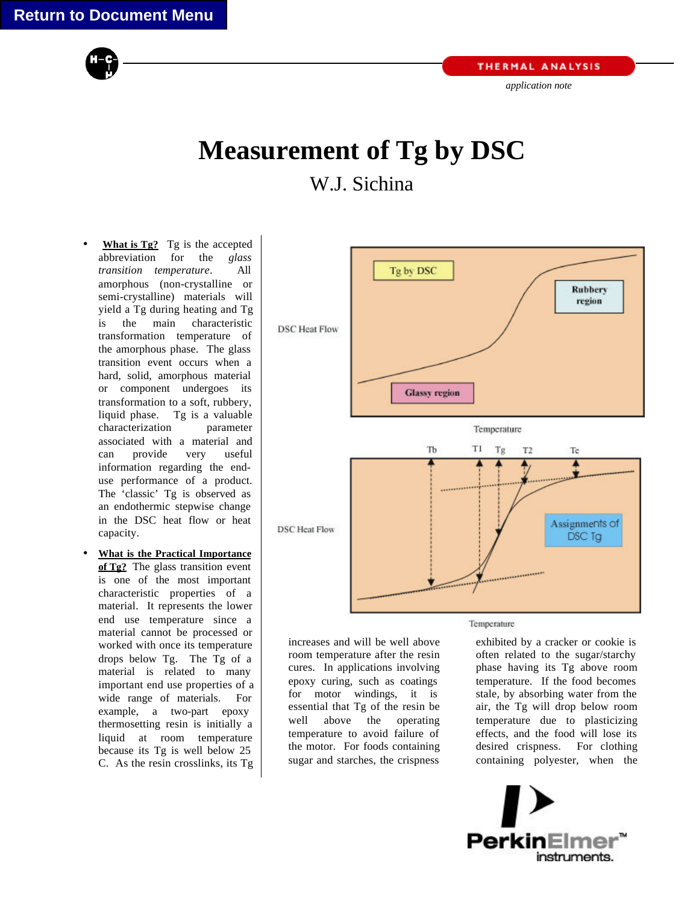Return to Document Menu

THERMAL ANALYSIS

*application note*

# Measurement of Tg by DSC

W.J. Sichina

- **What is Tg?** Tg is the accepted abbreviation for the *glass transition temperature*. All amorphous (non-crystalline or semi-crystalline) materials will yield a Tg during heating and Tg is the main characteristic transformation temperature of the amorphous phase. The glass transition event occurs when a hard, solid, amorphous material or component undergoes its transformation to a soft, rubbery, liquid phase. Tg is a valuable characterization parameter associated with a material and can provide very useful information regarding the end-use performance of a product. The 'classic' Tg is observed as an endothermic stepwise change in the DSC heat flow or heat capacity.

- **What is the Practical Importance of Tg?** The glass transition event is one of the most important characteristic properties of a material. It represents the lower end use temperature since a material cannot be processed or worked with once its temperature drops below Tg. The Tg of a material is related to many important end use properties of a wide range of materials. For example, a two-part epoxy thermosetting resin is initially a liquid at room temperature because its Tg is well below 25 C. As the resin crosslinks, its Tg increases and will be well above room temperature after the resin cures. In applications involving epoxy curing, such as coatings for motor windings, it is essential that Tg of the resin be well above the operating temperature to avoid failure of the motor. For foods containing sugar and starches, the crispness exhibited by a cracker or cookie is often related to the sugar/starchy phase having its Tg above room temperature. If the food becomes stale, by absorbing water from the air, the Tg will drop below room temperature due to plasticizing effects, and the food will lose its desired crispness. For clothing containing polyester, when the

PerkinElmer™ instruments.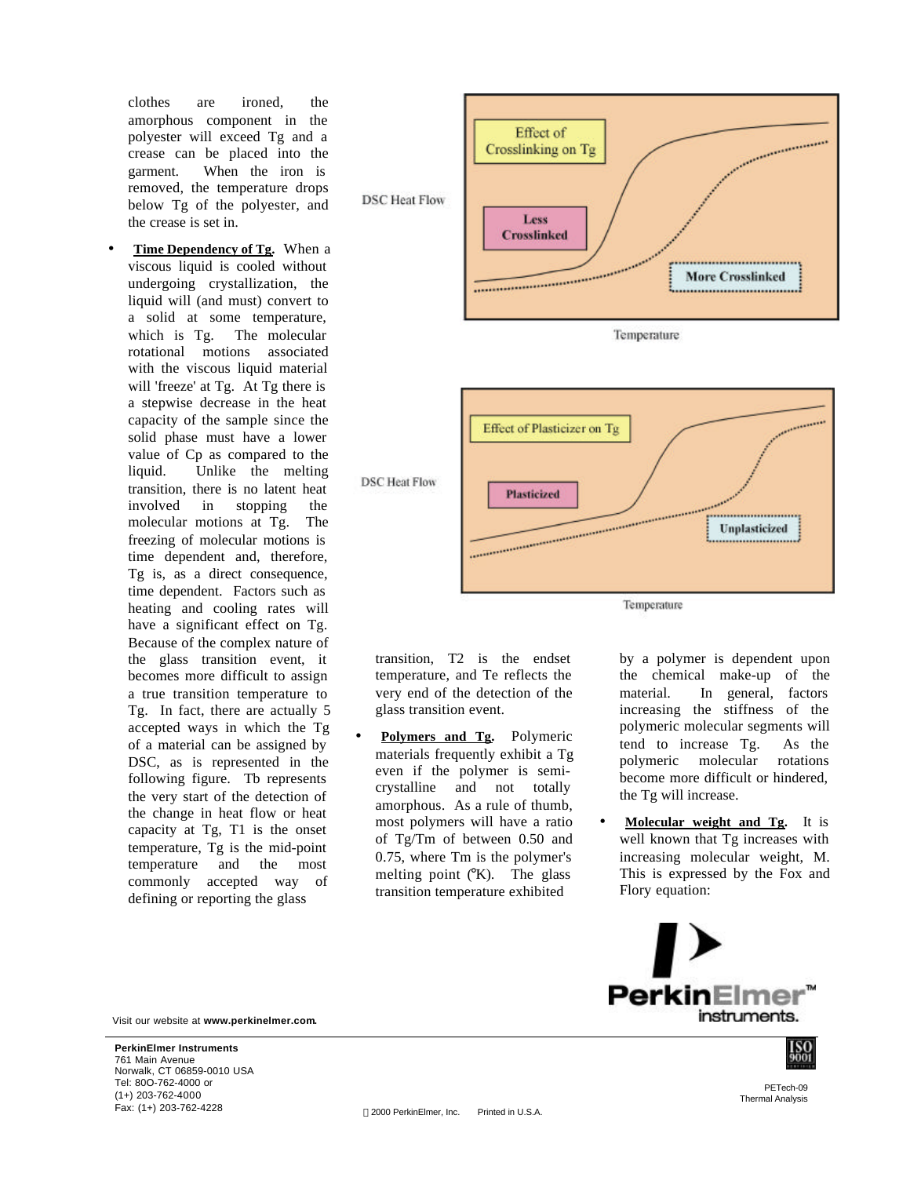clothes are ironed, the amorphous component in the polyester will exceed Tg and a crease can be placed into the garment. When the iron is removed, the temperature drops below Tg of the polyester, and the crease is set in.

- **Time Dependency of Tg.** When a viscous liquid is cooled without undergoing crystallization, the liquid will (and must) convert to a solid at some temperature, which is Tg. The molecular rotational motions associated with the viscous liquid material will 'freeze' at Tg. At Tg there is a stepwise decrease in the heat capacity of the sample since the solid phase must have a lower value of Cp as compared to the liquid. Unlike the melting transition, there is no latent heat involved in stopping the molecular motions at Tg. The freezing of molecular motions is time dependent and, therefore, Tg is, as a direct consequence, time dependent. Factors such as heating and cooling rates will have a significant effect on Tg. Because of the complex nature of the glass transition event, it becomes more difficult to assign a true transition temperature to Tg. In fact, there are actually 5 accepted ways in which the Tg of a material can be assigned by DSC, as is represented in the following figure. Tb represents the very start of the change in heat flow or heat capacity at Tg, T1 is the onset temperature, Tg is the mid-point temperature and the most commonly accepted way of defining or reporting the glass transition, T2 is the endset temperature, and Te reflects the very end of the detection of the glass transition event.

- **Polymers and Tg.** Polymeric materials frequently exhibit a Tg even if the polymer is semi-crystalline and not totally amorphous. As a rule of thumb, most polymers will have a ratio of Tg/Tm of between 0.50 and 0.75, where Tm is the polymer's melting point (°K). The glass transition temperature exhibited by a polymer is dependent upon the chemical make-up of the material. In general, factors increasing the stiffness of the polymeric molecular segments will tend to increase Tg. As the polymeric molecular rotations become more difficult or hindered, the Tg will increase.

- **Molecular weight and Tg.** It is well known that Tg increases with increasing molecular weight, M. This is expressed by the Fox and Flory equation:

Visit our website at **www.perkinelmer.com.**

**PerkinElmer Instruments**
761 Main Avenue
Norwalk, CT 06859-0010 USA
Tel: 800-762-4000 or
(1+) 203-762-4000
Fax: (1+) 203-762-4228

© 2000 PerkinElmer, Inc. Printed in U.S.A.

PETech-09
Thermal Analysis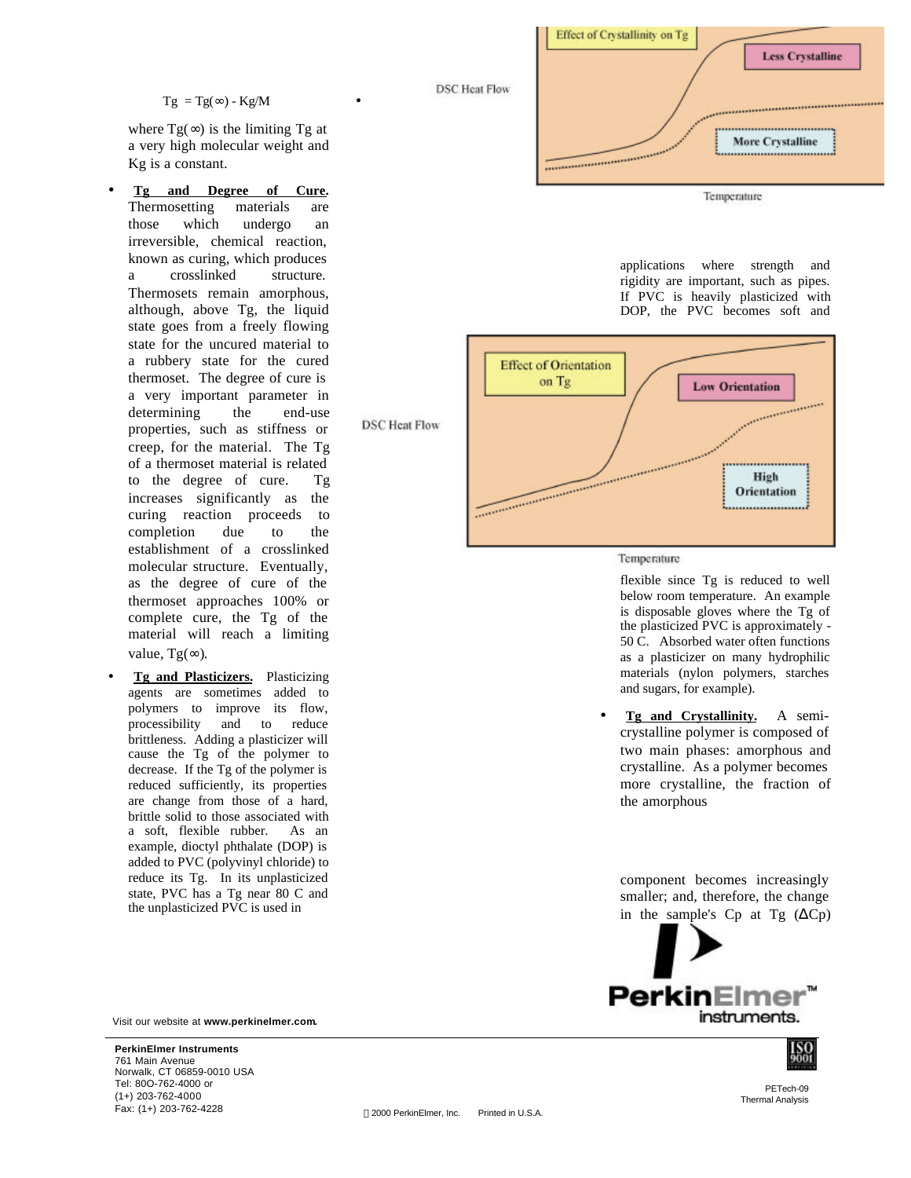$$Tg = Tg(\infty) - Kg/M$$

where $Tg(\infty)$ is the limiting Tg at a very high molecular weight and Kg is a constant.

- **Tg and Degree of Cure.** Thermosetting materials are those which undergo an irreversible, chemical reaction, known as curing, which produces a crosslinked structure. Thermosets remain amorphous, although, above Tg, the liquid state goes from a freely flowing state for the uncured material to a rubbery state for the cured thermoset. The degree of cure is a very important parameter in determining the end-use properties, such as stiffness or creep, for the material. The Tg of a thermoset material is related to the degree of cure. Tg increases significantly as the curing reaction proceeds to completion due to the establishment of a crosslinked molecular structure. Eventually, as the degree of cure of the thermoset approaches 100% or complete cure, the Tg of the material will reach a limiting value, $Tg(\infty)$.

- **Tg and Plasticizers.** Plasticizing agents are sometimes added to polymers to improve its flow, processibility and to reduce brittleness. Adding a plasticizer will cause the Tg of the polymer to decrease. If the Tg of the polymer is reduced sufficiently, its properties are change from those of a hard, brittle solid to those associated with a soft, flexible rubber. As an example, dioctyl phthalate (DOP) is added to PVC (polyvinyl chloride) to reduce its Tg. In its unplasticized state, PVC has a Tg near 80 C and the unplasticized PVC is used in applications where strength and rigidity are important, such as pipes. If PVC is heavily plasticized with DOP, the PVC becomes soft and flexible since Tg is reduced to well below room temperature. An example is disposable gloves where the Tg of the plasticized PVC is approximately -50 C. Absorbed water often functions as a plasticizer on many hydrophilic materials (nylon polymers, starches and sugars, for example).

- **Tg and Crystallinity.** A semi-crystalline polymer is composed of two main phases: amorphous and crystalline. As a polymer becomes more crystalline, the fraction of the amorphous component becomes increasingly smaller; and, therefore, the change in the sample's Cp at Tg ($\Delta Cp$)

Visit our website at **www.perkinelmer.com**.

**PerkinElmer Instruments**
761 Main Avenue
Norwalk, CT 06859-0010 USA
Tel: 80O-762-4000 or
(1+) 203-762-4000
Fax: (1+) 203-762-4228

© 2000 PerkinElmer, Inc. Printed in U.S.A.

PETech-09
Thermal Analysis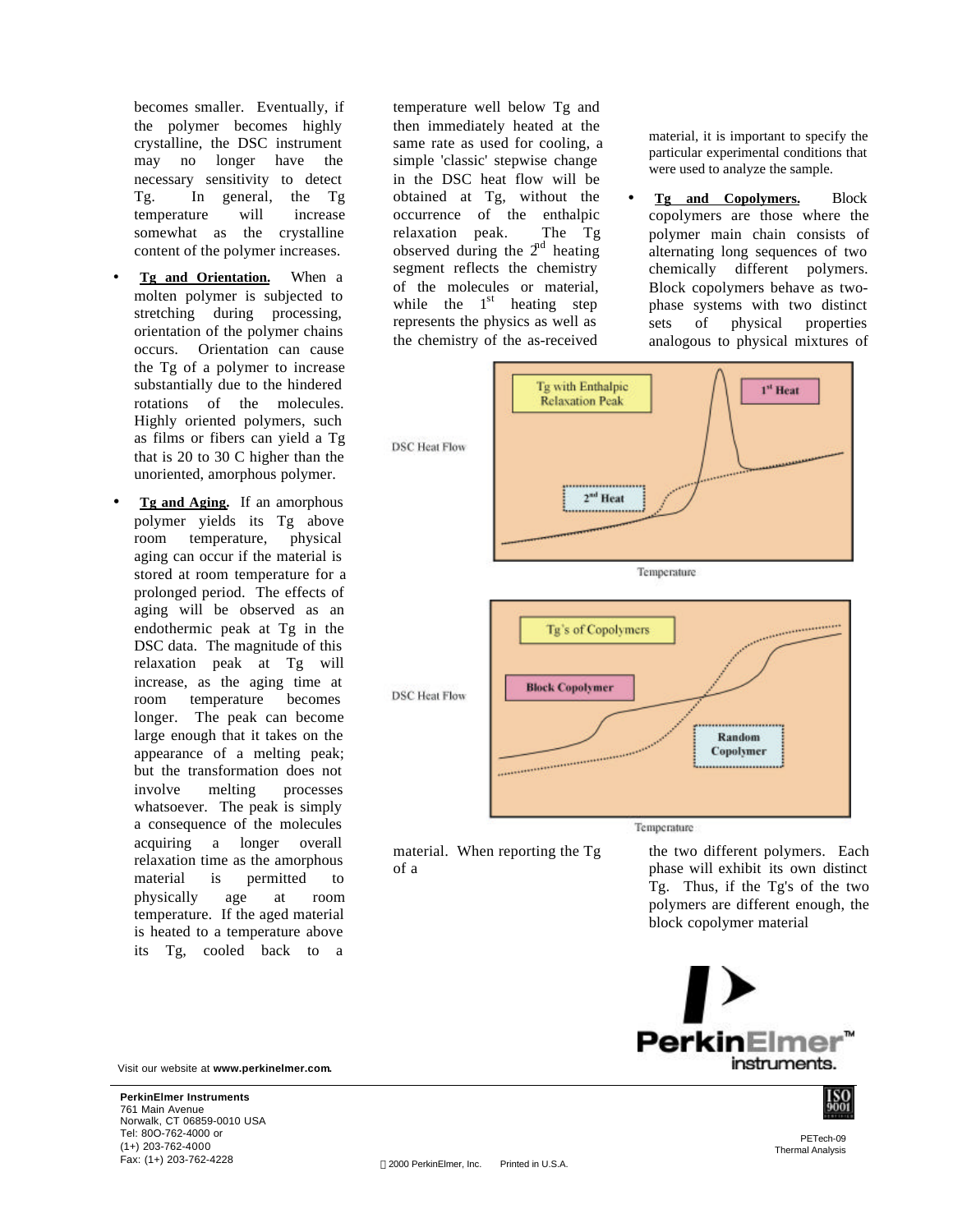becomes smaller. Eventually, if the polymer becomes highly crystalline, the DSC instrument may no longer have the necessary sensitivity to detect Tg. In general, the Tg temperature will increase somewhat as the crystalline content of the polymer increases.

- **Tg and Orientation.** When a molten polymer is subjected to stretching during processing, orientation of the polymer chains occurs. Orientation can cause the Tg of a polymer to increase substantially due to the hindered rotations of the molecules. Highly oriented polymers, such as films or fibers can yield a Tg that is 20 to 30 C higher than the unoriented, amorphous polymer.

- **Tg and Aging.** If an amorphous polymer yields its Tg above room temperature, physical aging can occur if the material is stored at room temperature for a prolonged period. The effects of aging will be observed as an endothermic peak at Tg in the DSC data. The magnitude of this relaxation peak at Tg will increase, as the aging time at room temperature becomes longer. The peak can become large enough that it takes on the appearance of a melting peak; but the transformation does not involve melting processes whatsoever. The peak is simply a consequence of the molecules acquiring a longer overall relaxation time as the amorphous material is permitted to physically age at room temperature. If the aged material is heated to a temperature above its Tg, cooled back to a temperature well below Tg and then immediately heated at the same rate as used for cooling, a simple 'classic' stepwise change in the DSC heat flow will be obtained at Tg, without the occurrence of the enthalpic relaxation peak. The Tg observed during the 2nd heating segment reflects the chemistry of the molecules or material, while the 1st heating step represents the physics as well as the chemistry of the as-received material. When reporting the Tg of a material, it is important to specify the particular experimental conditions that were used to analyze the sample.

- **Tg and Copolymers.** Block copolymers are those where the polymer main chain consists of alternating long sequences of two chemically different polymers. Block copolymers behave as two-phase systems with two distinct sets of physical properties analogous to physical mixtures of the two different polymers. Each phase will exhibit its own distinct Tg. Thus, if the Tg's of the two polymers are different enough, the block copolymer material

Visit our website at **www.perkinelmer.com**.

**PerkinElmer Instruments**
761 Main Avenue
Norwalk, CT 06859-0010 USA
Tel: 800-762-4000 or
(1+) 203-762-4000
Fax: (1+) 203-762-4228

© 2000 PerkinElmer, Inc. Printed in U.S.A.

PETech-09
Thermal Analysis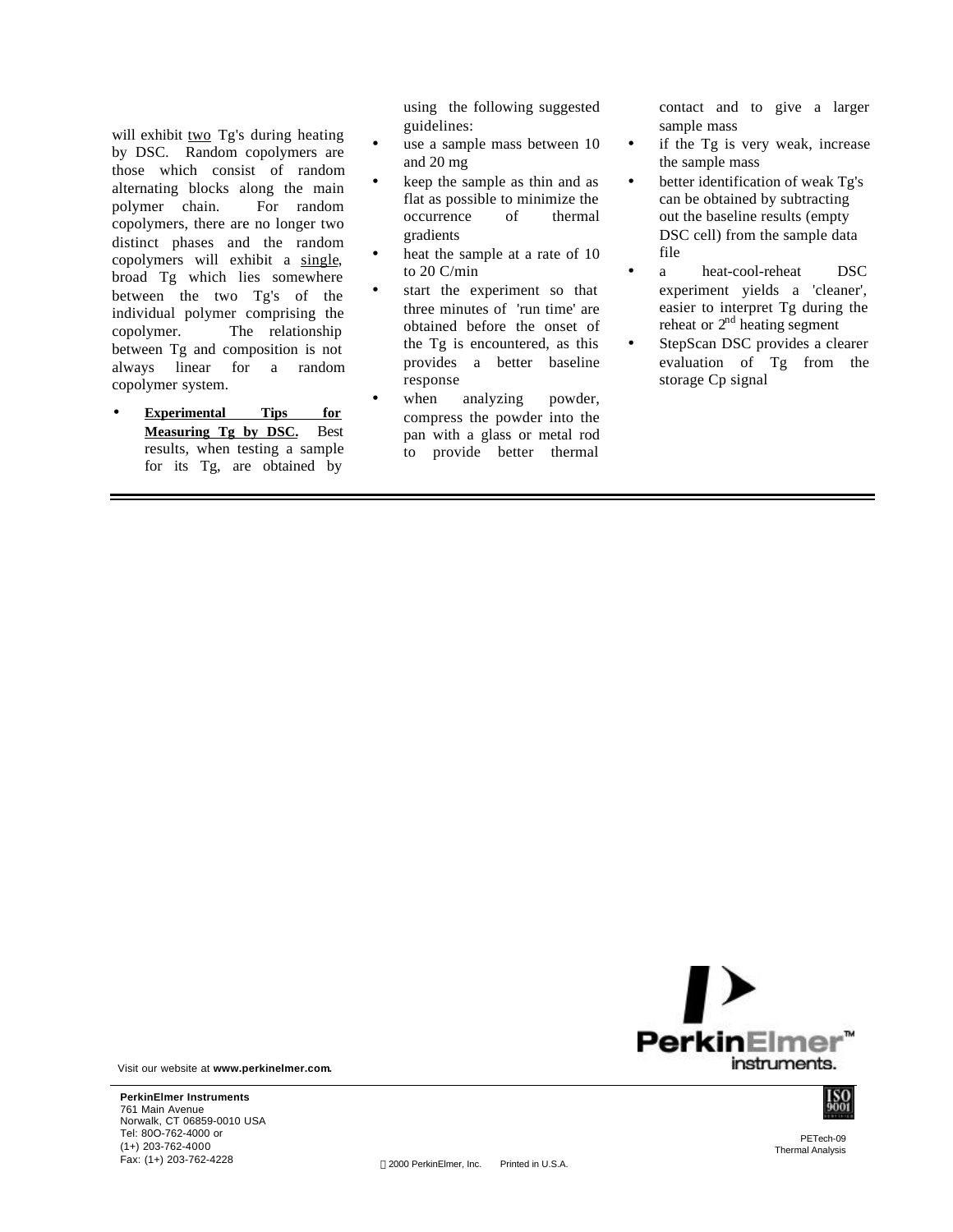will exhibit two Tg's during heating by DSC. Random copolymers are those which consist of random alternating blocks along the main polymer chain. For random copolymers, there are no longer two distinct phases and the random copolymers will exhibit a single, broad Tg which lies somewhere between the two Tg's of the individual polymer comprising the copolymer. The relationship between Tg and composition is not always linear for a random copolymer system.

- **Experimental Tips for Measuring Tg by DSC.** Best results, when testing a sample for its Tg, are obtained by using the following suggested guidelines:
- use a sample mass between 10 and 20 mg
- keep the sample as thin and as flat as possible to minimize the occurrence of thermal gradients
- heat the sample at a rate of 10 to 20 C/min
- start the experiment so that three minutes of 'run time' are obtained before the onset of the Tg is encountered, as this provides a better baseline response
- when analyzing powder, compress the powder into the pan with a glass or metal rod to provide better thermal contact and to give a larger sample mass
- if the Tg is very weak, increase the sample mass
- better identification of weak Tg's can be obtained by subtracting out the baseline results (empty DSC cell) from the sample data file
- a heat-cool-reheat DSC experiment yields a 'cleaner', easier to interpret Tg during the reheat or 2nd heating segment
- StepScan DSC provides a clearer evaluation of Tg from the storage Cp signal

Visit our website at **www.perkinelmer.com**.

**PerkinElmer Instruments**
761 Main Avenue
Norwalk, CT 06859-0010 USA
Tel: 80O-762-4000 or
(1+) 203-762-4000
Fax: (1+) 203-762-4228

© 2000 PerkinElmer, Inc. Printed in U.S.A.

PETech-09
Thermal Analysis